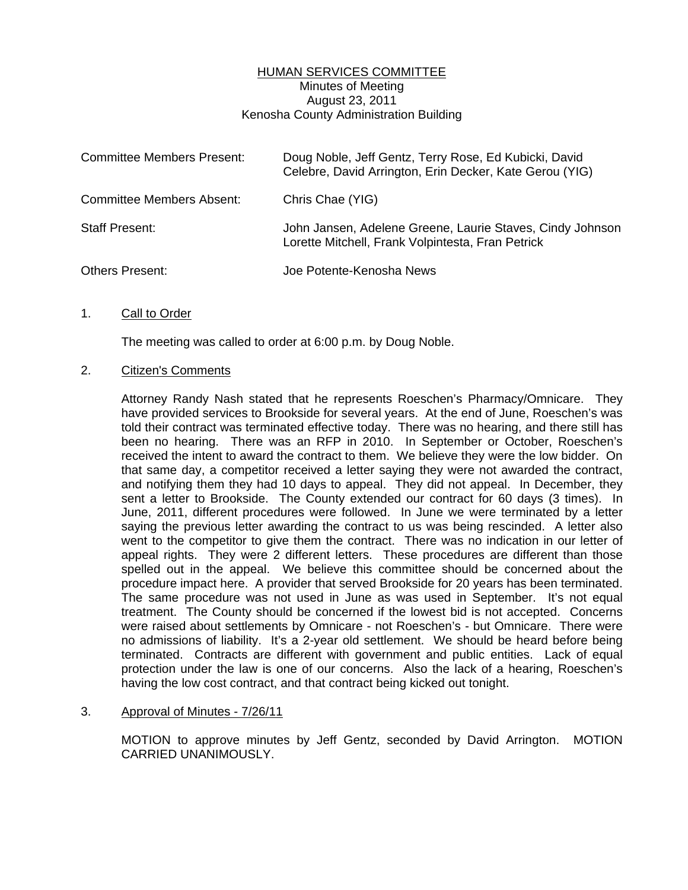# HUMAN SERVICES COMMITTEE

Minutes of Meeting
August 23, 2011
Kenosha County Administration Building

| | |
|---|---|
| Committee Members Present: | Doug Noble, Jeff Gentz, Terry Rose, Ed Kubicki, David Celebre, David Arrington, Erin Decker, Kate Gerou (YIG) |
| Committee Members Absent: | Chris Chae (YIG) |
| Staff Present: | John Jansen, Adelene Greene, Laurie Staves, Cindy Johnson Lorette Mitchell, Frank Volpintesta, Fran Petrick |
| Others Present: | Joe Potente-Kenosha News |

1. Call to Order

   The meeting was called to order at 6:00 p.m. by Doug Noble.

2. Citizen's Comments

   Attorney Randy Nash stated that he represents Roeschen's Pharmacy/Omnicare. They have provided services to Brookside for several years. At the end of June, Roeschen's was told their contract was terminated effective today. There was no hearing, and there still has been no hearing. There was an RFP in 2010. In September or October, Roeschen's received the intent to award the contract to them. We believe they were the low bidder. On that same day, a competitor received a letter saying they were not awarded the contract, and notifying them they had 10 days to appeal. They did not appeal. In December, they sent a letter to Brookside. The County extended our contract for 60 days (3 times). In June, 2011, different procedures were followed. In June we were terminated by a letter saying the previous letter awarding the contract to us was being rescinded. A letter also went to the competitor to give them the contract. There was no indication in our letter of appeal rights. They were 2 different letters. These procedures are different than those spelled out in the appeal. We believe this committee should be concerned about the procedure impact here. A provider that served Brookside for 20 years has been terminated. The same procedure was not used in June as was used in September. It's not equal treatment. The County should be concerned if the lowest bid is not accepted. Concerns were raised about settlements by Omnicare - not Roeschen's - but Omnicare. There were no admissions of liability. It's a 2-year old settlement. We should be heard before being terminated. Contracts are different with government and public entities. Lack of equal protection under the law is one of our concerns. Also the lack of a hearing, Roeschen's having the low cost contract, and that contract being kicked out tonight.

3. Approval of Minutes - 7/26/11

   MOTION to approve minutes by Jeff Gentz, seconded by David Arrington. MOTION CARRIED UNANIMOUSLY.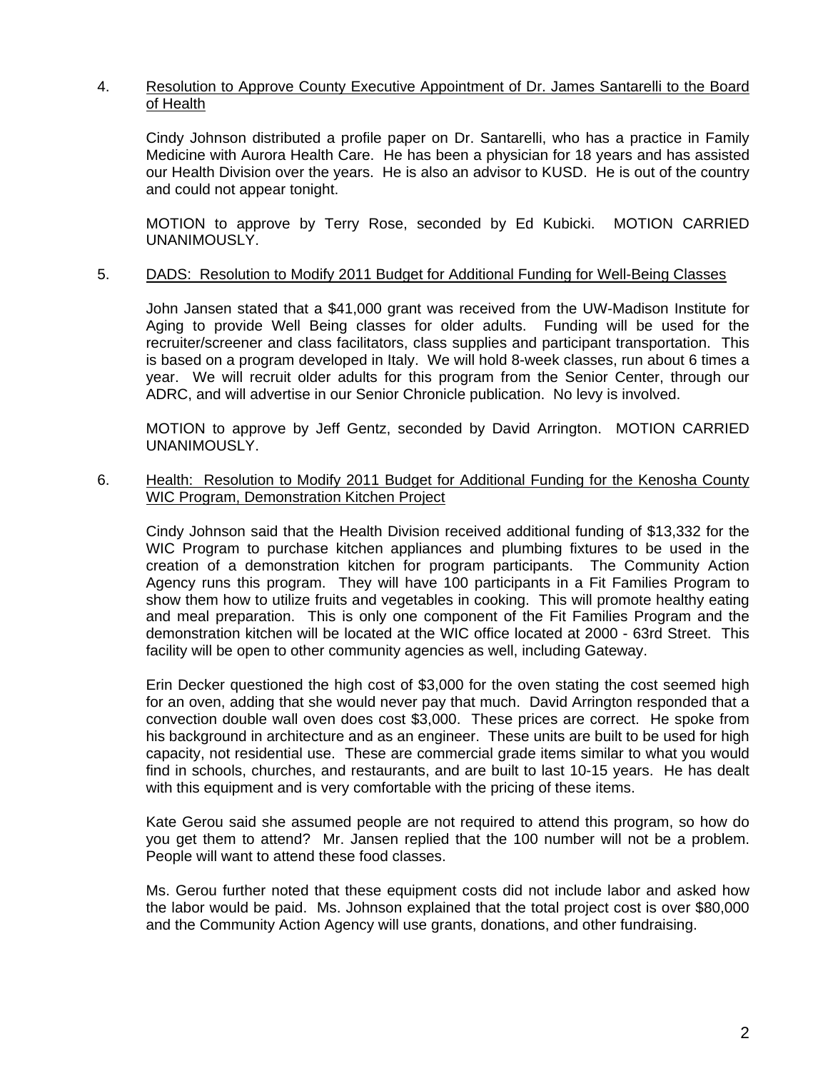4. Resolution to Approve County Executive Appointment of Dr. James Santarelli to the Board of Health

   Cindy Johnson distributed a profile paper on Dr. Santarelli, who has a practice in Family Medicine with Aurora Health Care. He has been a physician for 18 years and has assisted our Health Division over the years. He is also an advisor to KUSD. He is out of the country and could not appear tonight.

   MOTION to approve by Terry Rose, seconded by Ed Kubicki. MOTION CARRIED UNANIMOUSLY.

5. DADS: Resolution to Modify 2011 Budget for Additional Funding for Well-Being Classes

   John Jansen stated that a $41,000 grant was received from the UW-Madison Institute for Aging to provide Well Being classes for older adults. Funding will be used for the recruiter/screener and class facilitators, class supplies and participant transportation. This is based on a program developed in Italy. We will hold 8-week classes, run about 6 times a year. We will recruit older adults for this program from the Senior Center, through our ADRC, and will advertise in our Senior Chronicle publication. No levy is involved.

   MOTION to approve by Jeff Gentz, seconded by David Arrington. MOTION CARRIED UNANIMOUSLY.

6. Health: Resolution to Modify 2011 Budget for Additional Funding for the Kenosha County WIC Program, Demonstration Kitchen Project

   Cindy Johnson said that the Health Division received additional funding of $13,332 for the WIC Program to purchase kitchen appliances and plumbing fixtures to be used in the creation of a demonstration kitchen for program participants. The Community Action Agency runs this program. They will have 100 participants in a Fit Families Program to show them how to utilize fruits and vegetables in cooking. This will promote healthy eating and meal preparation. This is only one component of the Fit Families Program and the demonstration kitchen will be located at the WIC office located at 2000 - 63rd Street. This facility will be open to other community agencies as well, including Gateway.

   Erin Decker questioned the high cost of $3,000 for the oven stating the cost seemed high for an oven, adding that she would never pay that much. David Arrington responded that a convection double wall oven does cost $3,000. These prices are correct. He spoke from his background in architecture and as an engineer. These units are built to be used for high capacity, not residential use. These are commercial grade items similar to what you would find in schools, churches, and restaurants, and are built to last 10-15 years. He has dealt with this equipment and is very comfortable with the pricing of these items.

   Kate Gerou said she assumed people are not required to attend this program, so how do you get them to attend? Mr. Jansen replied that the 100 number will not be a problem. People will want to attend these food classes.

   Ms. Gerou further noted that these equipment costs did not include labor and asked how the labor would be paid. Ms. Johnson explained that the total project cost is over $80,000 and the Community Action Agency will use grants, donations, and other fundraising.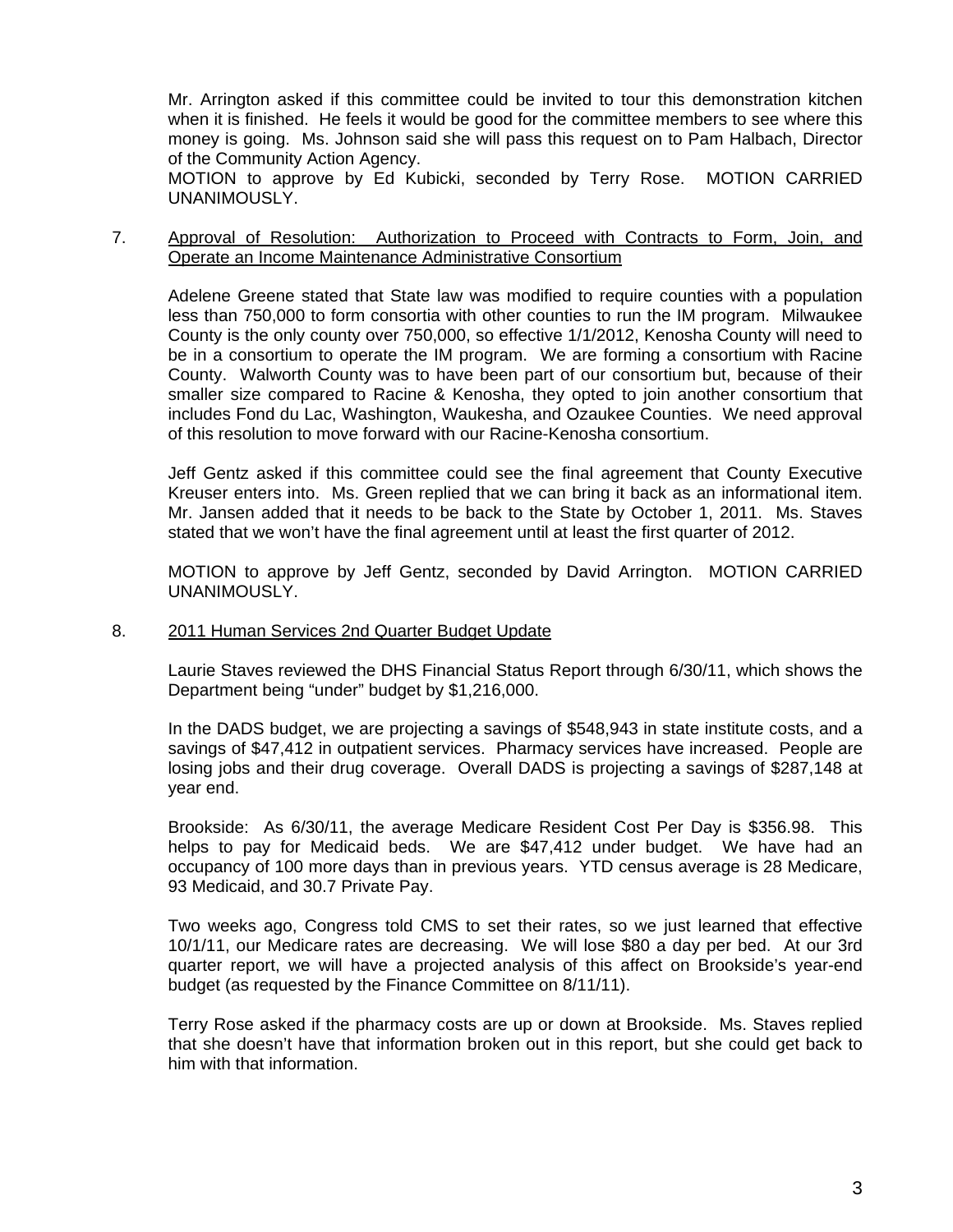Mr. Arrington asked if this committee could be invited to tour this demonstration kitchen when it is finished. He feels it would be good for the committee members to see where this money is going. Ms. Johnson said she will pass this request on to Pam Halbach, Director of the Community Action Agency.

MOTION to approve by Ed Kubicki, seconded by Terry Rose. MOTION CARRIED UNANIMOUSLY.

7. Approval of Resolution: Authorization to Proceed with Contracts to Form, Join, and Operate an Income Maintenance Administrative Consortium

Adelene Greene stated that State law was modified to require counties with a population less than 750,000 to form consortia with other counties to run the IM program. Milwaukee County is the only county over 750,000, so effective 1/1/2012, Kenosha County will need to be in a consortium to operate the IM program. We are forming a consortium with Racine County. Walworth County was to have been part of our consortium but, because of their smaller size compared to Racine & Kenosha, they opted to join another consortium that includes Fond du Lac, Washington, Waukesha, and Ozaukee Counties. We need approval of this resolution to move forward with our Racine-Kenosha consortium.

Jeff Gentz asked if this committee could see the final agreement that County Executive Kreuser enters into. Ms. Green replied that we can bring it back as an informational item. Mr. Jansen added that it needs to be back to the State by October 1, 2011. Ms. Staves stated that we won't have the final agreement until at least the first quarter of 2012.

MOTION to approve by Jeff Gentz, seconded by David Arrington. MOTION CARRIED UNANIMOUSLY.

8. 2011 Human Services 2nd Quarter Budget Update

Laurie Staves reviewed the DHS Financial Status Report through 6/30/11, which shows the Department being "under" budget by $1,216,000.

In the DADS budget, we are projecting a savings of $548,943 in state institute costs, and a savings of $47,412 in outpatient services. Pharmacy services have increased. People are losing jobs and their drug coverage. Overall DADS is projecting a savings of $287,148 at year end.

Brookside: As 6/30/11, the average Medicare Resident Cost Per Day is $356.98. This helps to pay for Medicaid beds. We are $47,412 under budget. We have had an occupancy of 100 more days than in previous years. YTD census average is 28 Medicare, 93 Medicaid, and 30.7 Private Pay.

Two weeks ago, Congress told CMS to set their rates, so we just learned that effective 10/1/11, our Medicare rates are decreasing. We will lose $80 a day per bed. At our 3rd quarter report, we will have a projected analysis of this affect on Brookside's year-end budget (as requested by the Finance Committee on 8/11/11).

Terry Rose asked if the pharmacy costs are up or down at Brookside. Ms. Staves replied that she doesn't have that information broken out in this report, but she could get back to him with that information.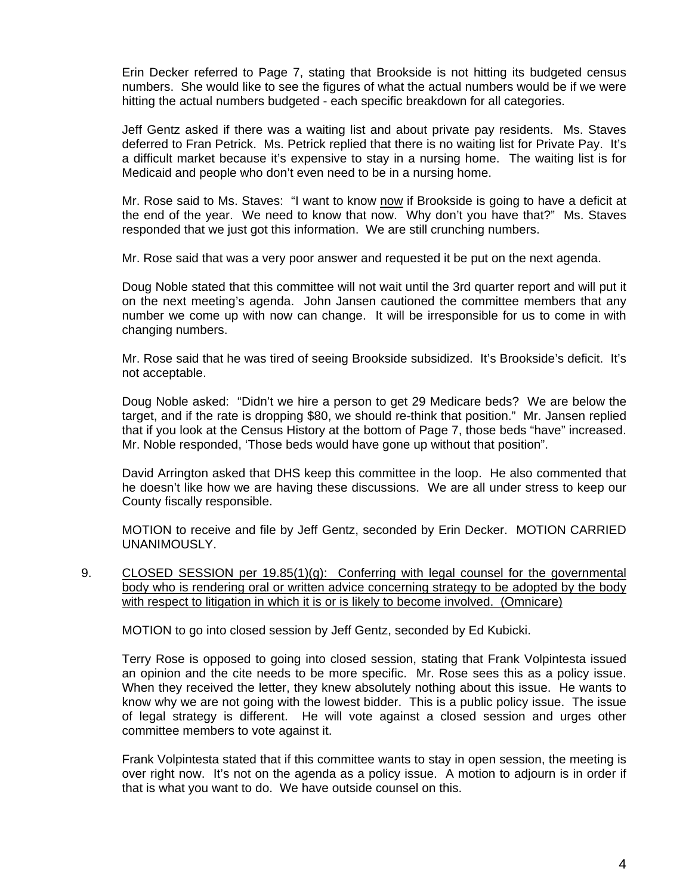Erin Decker referred to Page 7, stating that Brookside is not hitting its budgeted census numbers. She would like to see the figures of what the actual numbers would be if we were hitting the actual numbers budgeted - each specific breakdown for all categories.

Jeff Gentz asked if there was a waiting list and about private pay residents. Ms. Staves deferred to Fran Petrick. Ms. Petrick replied that there is no waiting list for Private Pay. It's a difficult market because it's expensive to stay in a nursing home. The waiting list is for Medicaid and people who don't even need to be in a nursing home.

Mr. Rose said to Ms. Staves: "I want to know <u>now</u> if Brookside is going to have a deficit at the end of the year. We need to know that now. Why don't you have that?" Ms. Staves responded that we just got this information. We are still crunching numbers.

Mr. Rose said that was a very poor answer and requested it be put on the next agenda.

Doug Noble stated that this committee will not wait until the 3rd quarter report and will put it on the next meeting's agenda. John Jansen cautioned the committee members that any number we come up with now can change. It will be irresponsible for us to come in with changing numbers.

Mr. Rose said that he was tired of seeing Brookside subsidized. It's Brookside's deficit. It's not acceptable.

Doug Noble asked: "Didn't we hire a person to get 29 Medicare beds? We are below the target, and if the rate is dropping $80, we should re-think that position." Mr. Jansen replied that if you look at the Census History at the bottom of Page 7, those beds "have" increased. Mr. Noble responded, 'Those beds would have gone up without that position".

David Arrington asked that DHS keep this committee in the loop. He also commented that he doesn't like how we are having these discussions. We are all under stress to keep our County fiscally responsible.

MOTION to receive and file by Jeff Gentz, seconded by Erin Decker. MOTION CARRIED UNANIMOUSLY.

9. <u>CLOSED SESSION per 19.85(1)(g): Conferring with legal counsel for the governmental body who is rendering oral or written advice concerning strategy to be adopted by the body with respect to litigation in which it is or is likely to become involved. (Omnicare)</u>

   MOTION to go into closed session by Jeff Gentz, seconded by Ed Kubicki.

   Terry Rose is opposed to going into closed session, stating that Frank Volpintesta issued an opinion and the cite needs to be more specific. Mr. Rose sees this as a policy issue. When they received the letter, they knew absolutely nothing about this issue. He wants to know why we are not going with the lowest bidder. This is a public policy issue. The issue of legal strategy is different. He will vote against a closed session and urges other committee members to vote against it.

   Frank Volpintesta stated that if this committee wants to stay in open session, the meeting is over right now. It's not on the agenda as a policy issue. A motion to adjourn is in order if that is what you want to do. We have outside counsel on this.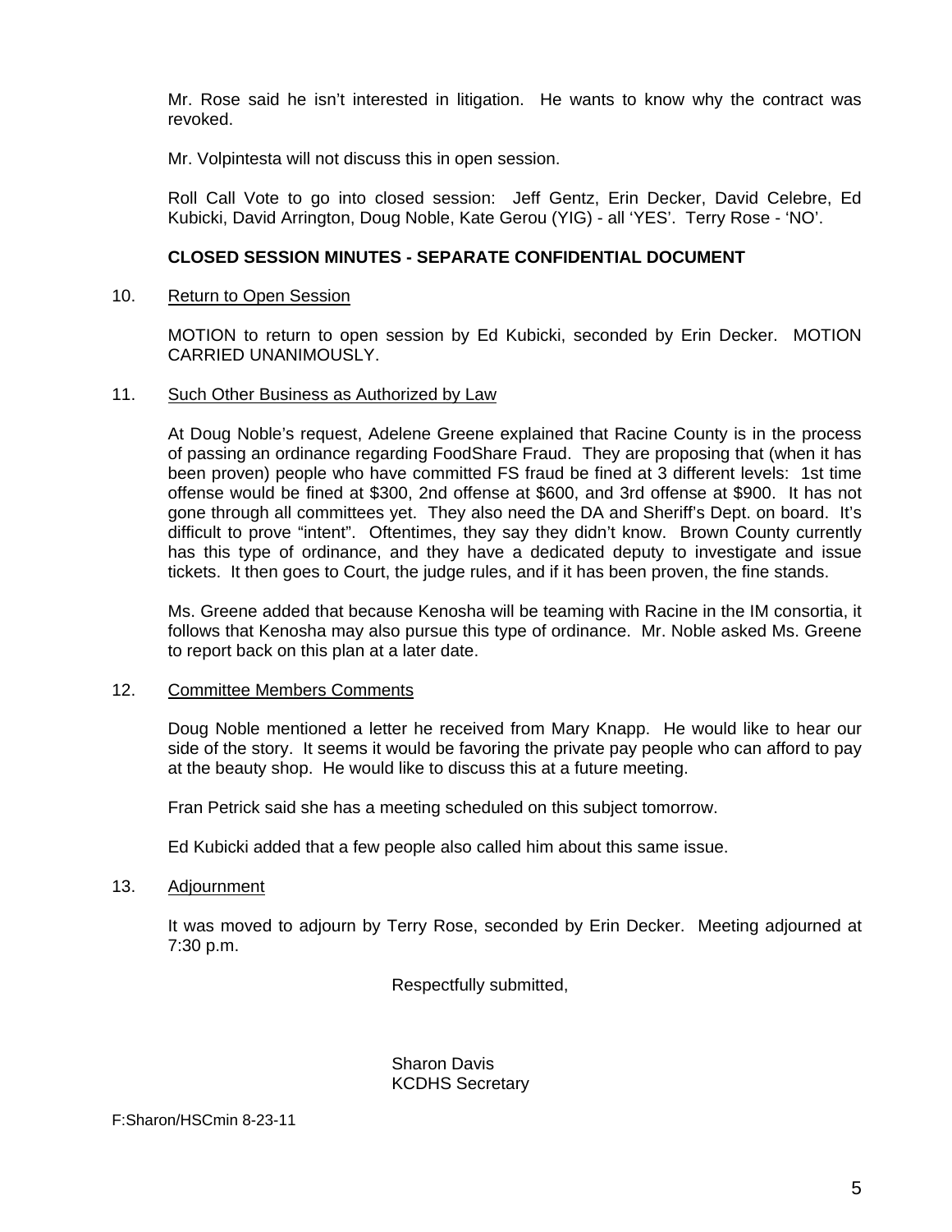Mr. Rose said he isn't interested in litigation. He wants to know why the contract was revoked.

Mr. Volpintesta will not discuss this in open session.

Roll Call Vote to go into closed session: Jeff Gentz, Erin Decker, David Celebre, Ed Kubicki, David Arrington, Doug Noble, Kate Gerou (YIG) - all 'YES'. Terry Rose - 'NO'.

**CLOSED SESSION MINUTES - SEPARATE CONFIDENTIAL DOCUMENT**

10. Return to Open Session

MOTION to return to open session by Ed Kubicki, seconded by Erin Decker. MOTION CARRIED UNANIMOUSLY.

11. Such Other Business as Authorized by Law

At Doug Noble's request, Adelene Greene explained that Racine County is in the process of passing an ordinance regarding FoodShare Fraud. They are proposing that (when it has been proven) people who have committed FS fraud be fined at 3 different levels: 1st time offense would be fined at $300, 2nd offense at $600, and 3rd offense at $900. It has not gone through all committees yet. They also need the DA and Sheriff's Dept. on board. It's difficult to prove "intent". Oftentimes, they say they didn't know. Brown County currently has this type of ordinance, and they have a dedicated deputy to investigate and issue tickets. It then goes to Court, the judge rules, and if it has been proven, the fine stands.

Ms. Greene added that because Kenosha will be teaming with Racine in the IM consortia, it follows that Kenosha may also pursue this type of ordinance. Mr. Noble asked Ms. Greene to report back on this plan at a later date.

12. Committee Members Comments

Doug Noble mentioned a letter he received from Mary Knapp. He would like to hear our side of the story. It seems it would be favoring the private pay people who can afford to pay at the beauty shop. He would like to discuss this at a future meeting.

Fran Petrick said she has a meeting scheduled on this subject tomorrow.

Ed Kubicki added that a few people also called him about this same issue.

13. Adjournment

It was moved to adjourn by Terry Rose, seconded by Erin Decker. Meeting adjourned at 7:30 p.m.

Respectfully submitted,

Sharon Davis
KCDHS Secretary

F:Sharon/HSCmin 8-23-11